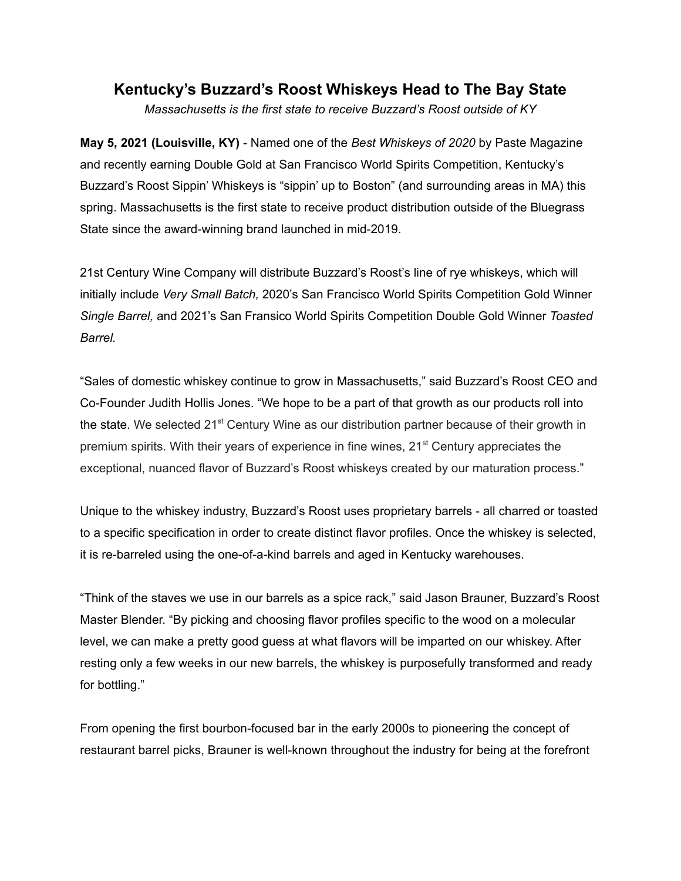# Kentucky's Buzzard's Roost Whiskeys Head to The Bay State

*Massachusetts is the first state to receive Buzzard's Roost outside of KY*

**May 5, 2021 (Louisville, KY)** - Named one of the *Best Whiskeys of 2020* by Paste Magazine and recently earning Double Gold at San Francisco World Spirits Competition, Kentucky's Buzzard's Roost Sippin' Whiskeys is "sippin' up to Boston" (and surrounding areas in MA) this spring. Massachusetts is the first state to receive product distribution outside of the Bluegrass State since the award-winning brand launched in mid-2019.

21st Century Wine Company will distribute Buzzard's Roost's line of rye whiskeys, which will initially include *Very Small Batch,* 2020's San Francisco World Spirits Competition Gold Winner *Single Barrel,* and 2021's San Fransico World Spirits Competition Double Gold Winner *Toasted Barrel.*

"Sales of domestic whiskey continue to grow in Massachusetts," said Buzzard's Roost CEO and Co-Founder Judith Hollis Jones. "We hope to be a part of that growth as our products roll into the state. We selected 21st Century Wine as our distribution partner because of their growth in premium spirits. With their years of experience in fine wines, 21st Century appreciates the exceptional, nuanced flavor of Buzzard's Roost whiskeys created by our maturation process."

Unique to the whiskey industry, Buzzard's Roost uses proprietary barrels - all charred or toasted to a specific specification in order to create distinct flavor profiles. Once the whiskey is selected, it is re-barreled using the one-of-a-kind barrels and aged in Kentucky warehouses.

"Think of the staves we use in our barrels as a spice rack," said Jason Brauner, Buzzard's Roost Master Blender. "By picking and choosing flavor profiles specific to the wood on a molecular level, we can make a pretty good guess at what flavors will be imparted on our whiskey. After resting only a few weeks in our new barrels, the whiskey is purposefully transformed and ready for bottling."

From opening the first bourbon-focused bar in the early 2000s to pioneering the concept of restaurant barrel picks, Brauner is well-known throughout the industry for being at the forefront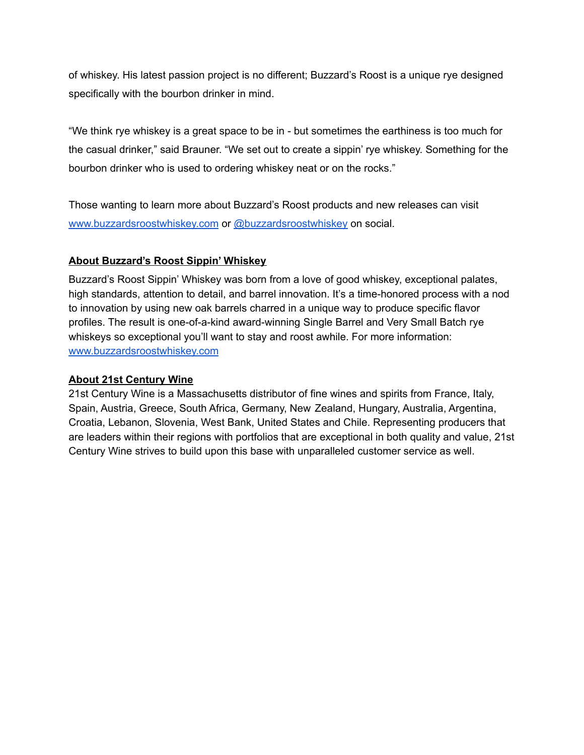of whiskey. His latest passion project is no different; Buzzard's Roost is a unique rye designed specifically with the bourbon drinker in mind.

"We think rye whiskey is a great space to be in - but sometimes the earthiness is too much for the casual drinker," said Brauner. "We set out to create a sippin' rye whiskey. Something for the bourbon drinker who is used to ordering whiskey neat or on the rocks."

Those wanting to learn more about Buzzard's Roost products and new releases can visit www.buzzardsroostwhiskey.com or @buzzardsroostwhiskey on social.

**About Buzzard's Roost Sippin' Whiskey**

Buzzard's Roost Sippin' Whiskey was born from a love of good whiskey, exceptional palates, high standards, attention to detail, and barrel innovation. It's a time-honored process with a nod to innovation by using new oak barrels charred in a unique way to produce specific flavor profiles. The result is one-of-a-kind award-winning Single Barrel and Very Small Batch rye whiskeys so exceptional you'll want to stay and roost awhile. For more information: www.buzzardsroostwhiskey.com

**About 21st Century Wine**

21st Century Wine is a Massachusetts distributor of fine wines and spirits from France, Italy, Spain, Austria, Greece, South Africa, Germany, New Zealand, Hungary, Australia, Argentina, Croatia, Lebanon, Slovenia, West Bank, United States and Chile. Representing producers that are leaders within their regions with portfolios that are exceptional in both quality and value, 21st Century Wine strives to build upon this base with unparalleled customer service as well.